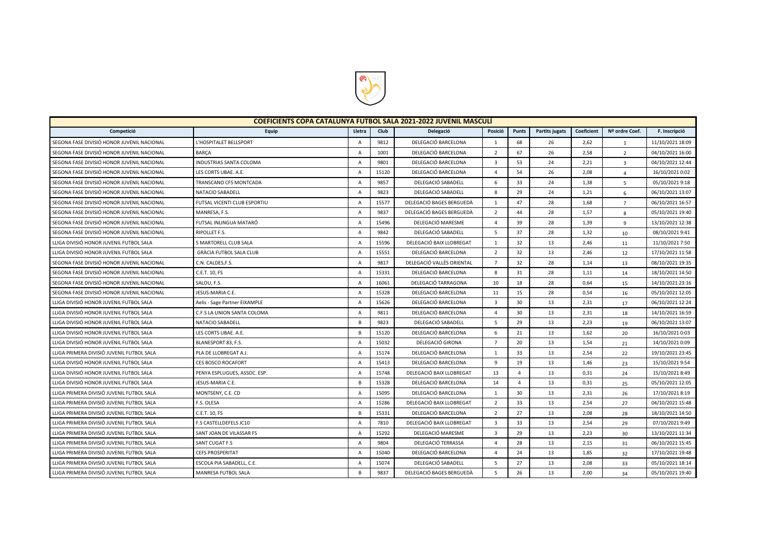| COEFICIENTS COPA CATALUNYA FUTBOL SALA 2021-2022 JUVENIL MASCULÍ | | | | | | | | | | |
|---|---|---|---|---|---|---|---|---|---|---|
| Competició | Equip | Lletra | Club | Delegació | Posició | Punts | Partits jugats | Coeficient | Nº ordre Coef. | F. Inscripció |
| SEGONA FASE DIVISIÓ HONOR JUVENIL NACIONAL | L'HOSPITALET BELLSPORT | A | 9812 | DELEGACIÓ BARCELONA | 1 | 68 | 26 | 2,62 | 1 | 11/10/2021 18:09 |
| SEGONA FASE DIVISIÓ HONOR JUVENIL NACIONAL | BARÇA | A | 1001 | DELEGACIÓ BARCELONA | 2 | 67 | 26 | 2,58 | 2 | 04/10/2021 16:00 |
| SEGONA FASE DIVISIÓ HONOR JUVENIL NACIONAL | INDUSTRIAS SANTA COLOMA | A | 9801 | DELEGACIÓ BARCELONA | 3 | 53 | 24 | 2,21 | 3 | 04/10/2021 12:44 |
| SEGONA FASE DIVISIÓ HONOR JUVENIL NACIONAL | LES CORTS UBAE. A.E. | A | 15120 | DELEGACIÓ BARCELONA | 4 | 54 | 26 | 2,08 | 4 | 16/10/2021 0:02 |
| SEGONA FASE DIVISIÓ HONOR JUVENIL NACIONAL | TRANSCANO CFS MONTCADA | A | 9857 | DELEGACIÓ SABADELL | 6 | 33 | 24 | 1,38 | 5 | 05/10/2021 9:18 |
| SEGONA FASE DIVISIÓ HONOR JUVENIL NACIONAL | NATACIO SABADELL | A | 9823 | DELEGACIÓ SABADELL | 8 | 29 | 24 | 1,21 | 6 | 06/10/2021 13:07 |
| SEGONA FASE DIVISIÓ HONOR JUVENIL NACIONAL | FUTSAL VICENTI CLUB ESPORTIU | A | 15577 | DELEGACIÓ BAGES BERGUEDÀ | 1 | 47 | 28 | 1,68 | 7 | 06/10/2021 16:57 |
| SEGONA FASE DIVISIÓ HONOR JUVENIL NACIONAL | MANRESA, F.S. | A | 9837 | DELEGACIÓ BAGES BERGUEDÀ | 2 | 44 | 28 | 1,57 | 8 | 05/10/2021 19:40 |
| SEGONA FASE DIVISIÓ HONOR JUVENIL NACIONAL | FUTSAL INLINGUA MATARÓ | A | 15496 | DELEGACIÓ MARESME | 4 | 39 | 28 | 1,39 | 9 | 13/10/2021 12:38 |
| SEGONA FASE DIVISIÓ HONOR JUVENIL NACIONAL | RIPOLLET F.S. | A | 9842 | DELEGACIÓ SABADELL | 5 | 37 | 28 | 1,32 | 10 | 08/10/2021 9:41 |
| LLIGA DIVISIÓ HONOR JUVENIL FUTBOL SALA | 5 MARTORELL CLUB SALA | A | 15596 | DELEGACIÓ BAIX LLOBREGAT | 1 | 32 | 13 | 2,46 | 11 | 11/10/2021 7:50 |
| LLIGA DIVISIÓ HONOR JUVENIL FUTBOL SALA | GRÀCIA FUTBOL SALA CLUB | A | 15551 | DELEGACIÓ BARCELONA | 2 | 32 | 13 | 2,46 | 12 | 17/10/2021 11:58 |
| SEGONA FASE DIVISIÓ HONOR JUVENIL NACIONAL | C.N. CALDES,F.S. | A | 9817 | DELEGACIÓ VALLÈS ORIENTAL | 7 | 32 | 28 | 1,14 | 13 | 08/10/2021 19:35 |
| SEGONA FASE DIVISIÓ HONOR JUVENIL NACIONAL | C.E.T. 10, FS | A | 15331 | DELEGACIÓ BARCELONA | 8 | 31 | 28 | 1,11 | 14 | 18/10/2021 14:50 |
| SEGONA FASE DIVISIÓ HONOR JUVENIL NACIONAL | SALOU, F.S. | A | 16061 | DELEGACIÓ TARRAGONA | 10 | 18 | 28 | 0,64 | 15 | 14/10/2021 23:16 |
| SEGONA FASE DIVISIÓ HONOR JUVENIL NACIONAL | JESUS-MARIA C.E. | A | 15328 | DELEGACIÓ BARCELONA | 11 | 15 | 28 | 0,54 | 16 | 05/10/2021 12:05 |
| LLIGA DIVISIÓ HONOR JUVENIL FUTBOL SALA | Aelis - Sage Partner EIXAMPLE | A | 15626 | DELEGACIÓ BARCELONA | 3 | 30 | 13 | 2,31 | 17 | 06/10/2021 12:24 |
| LLIGA DIVISIÓ HONOR JUVENIL FUTBOL SALA | C.F.S LA UNION SANTA COLOMA | A | 9811 | DELEGACIÓ BARCELONA | 4 | 30 | 13 | 2,31 | 18 | 14/10/2021 16:59 |
| LLIGA DIVISIÓ HONOR JUVENIL FUTBOL SALA | NATACIO SABADELL | B | 9823 | DELEGACIÓ SABADELL | 5 | 29 | 13 | 2,23 | 19 | 06/10/2021 13:07 |
| LLIGA DIVISIÓ HONOR JUVENIL FUTBOL SALA | LES CORTS UBAE. A.E. | B | 15120 | DELEGACIÓ BARCELONA | 6 | 21 | 13 | 1,62 | 20 | 16/10/2021 0:03 |
| LLIGA DIVISIÓ HONOR JUVENIL FUTBOL SALA | BLANESPORT 83, F.S. | A | 15032 | DELEGACIÓ GIRONA | 7 | 20 | 13 | 1,54 | 21 | 14/10/2021 0:09 |
| LLIGA PRIMERA DIVISIÓ JUVENIL FUTBOL SALA | PLA DE LLOBREGAT A.J. | A | 15174 | DELEGACIÓ BARCELONA | 1 | 33 | 13 | 2,54 | 22 | 19/10/2021 23:45 |
| LLIGA DIVISIÓ HONOR JUVENIL FUTBOL SALA | CES BOSCO ROCAFORT | A | 15413 | DELEGACIÓ BARCELONA | 9 | 19 | 13 | 1,46 | 23 | 15/10/2021 9:54 |
| LLIGA DIVISIÓ HONOR JUVENIL FUTBOL SALA | PENYA ESPLUGUES, ASSOC. ESP. | A | 15748 | DELEGACIÓ BAIX LLOBREGAT | 13 | 4 | 13 | 0,31 | 24 | 15/10/2021 8:49 |
| LLIGA DIVISIÓ HONOR JUVENIL FUTBOL SALA | JESUS-MARIA C.E. | B | 15328 | DELEGACIÓ BARCELONA | 14 | 4 | 13 | 0,31 | 25 | 05/10/2021 12:05 |
| LLIGA PRIMERA DIVISIÓ JUVENIL FUTBOL SALA | MONTSENY, C.E. CD | A | 15095 | DELEGACIÓ BARCELONA | 1 | 30 | 13 | 2,31 | 26 | 17/10/2021 8:19 |
| LLIGA PRIMERA DIVISIÓ JUVENIL FUTBOL SALA | F.S. OLESA | A | 15286 | DELEGACIÓ BAIX LLOBREGAT | 2 | 33 | 13 | 2,54 | 27 | 04/10/2021 15:48 |
| LLIGA PRIMERA DIVISIÓ JUVENIL FUTBOL SALA | C.E.T. 10, FS | B | 15331 | DELEGACIÓ BARCELONA | 2 | 27 | 13 | 2,08 | 28 | 18/10/2021 14:50 |
| LLIGA PRIMERA DIVISIÓ JUVENIL FUTBOL SALA | F.S CASTELLDEFELS JC10 | A | 7810 | DELEGACIÓ BAIX LLOBREGAT | 3 | 33 | 13 | 2,54 | 29 | 07/10/2021 9:49 |
| LLIGA PRIMERA DIVISIÓ JUVENIL FUTBOL SALA | SANT JOAN DE VILASSAR FS | A | 15292 | DELEGACIÓ MARESME | 3 | 29 | 13 | 2,23 | 30 | 13/10/2021 11:34 |
| LLIGA PRIMERA DIVISIÓ JUVENIL FUTBOL SALA | SANT CUGAT F.S | A | 9804 | DELEGACIÓ TERRASSA | 4 | 28 | 13 | 2,15 | 31 | 06/10/2021 15:45 |
| LLIGA PRIMERA DIVISIÓ JUVENIL FUTBOL SALA | CEFS PROSPERITAT | A | 15040 | DELEGACIÓ BARCELONA | 4 | 24 | 13 | 1,85 | 32 | 17/10/2021 19:48 |
| LLIGA PRIMERA DIVISIÓ JUVENIL FUTBOL SALA | ESCOLA PIA SABADELL, C.E. | A | 15074 | DELEGACIÓ SABADELL | 5 | 27 | 13 | 2,08 | 33 | 05/10/2021 18:14 |
| LLIGA PRIMERA DIVISIÓ JUVENIL FUTBOL SALA | MANRESA FUTBOL SALA | B | 9837 | DELEGACIÓ BAGES BERGUEDÀ | 5 | 26 | 13 | 2,00 | 34 | 05/10/2021 19:40 |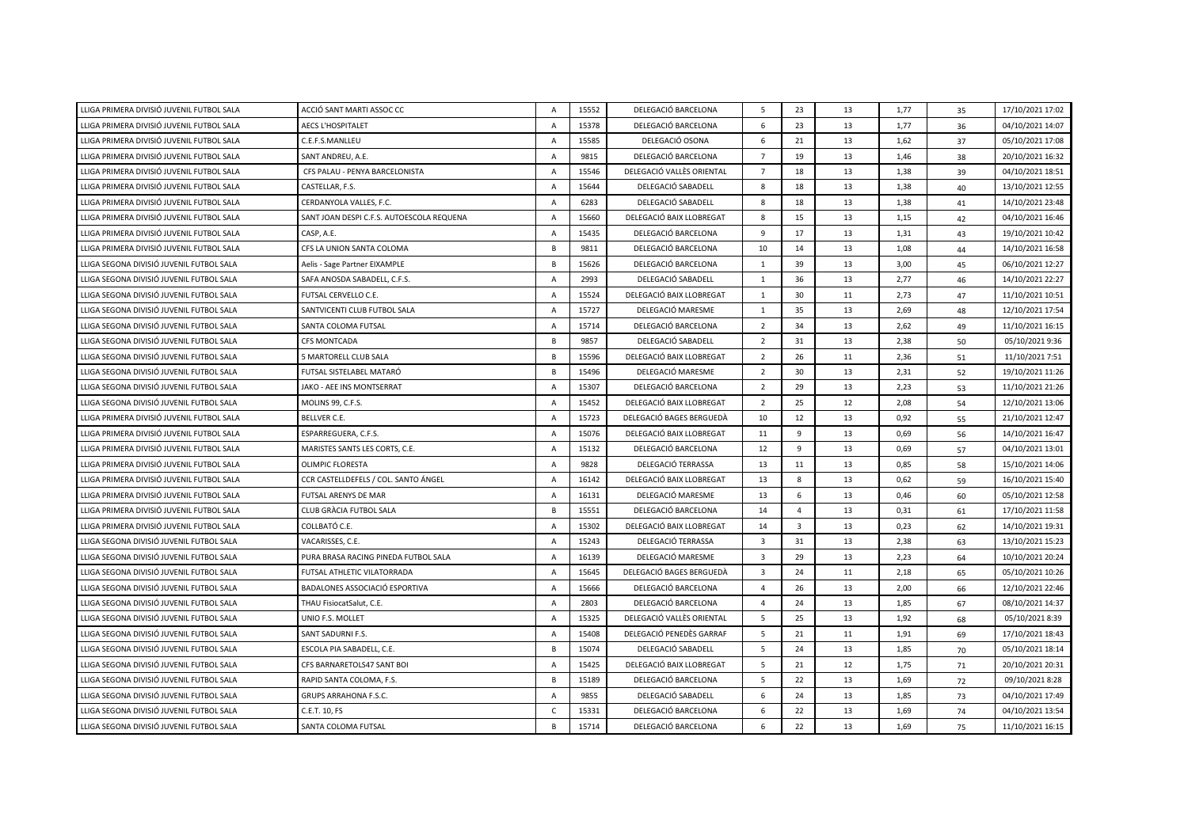| | | | | | | | | | | |
|---|---|---|---|---|---|---|---|---|---|---|
| LLIGA PRIMERA DIVISIÓ JUVENIL FUTBOL SALA | ACCIÓ SANT MARTI ASSOC CC | A | 15552 | DELEGACIÓ BARCELONA | 5 | 23 | 13 | 1,77 | 35 | 17/10/2021 17:02 |
| LLIGA PRIMERA DIVISIÓ JUVENIL FUTBOL SALA | AECS L'HOSPITALET | A | 15378 | DELEGACIÓ BARCELONA | 6 | 23 | 13 | 1,77 | 36 | 04/10/2021 14:07 |
| LLIGA PRIMERA DIVISIÓ JUVENIL FUTBOL SALA | C.E.F.S.MANLLEU | A | 15585 | DELEGACIÓ OSONA | 6 | 21 | 13 | 1,62 | 37 | 05/10/2021 17:08 |
| LLIGA PRIMERA DIVISIÓ JUVENIL FUTBOL SALA | SANT ANDREU, A.E. | A | 9815 | DELEGACIÓ BARCELONA | 7 | 19 | 13 | 1,46 | 38 | 20/10/2021 16:32 |
| LLIGA PRIMERA DIVISIÓ JUVENIL FUTBOL SALA | CFS PALAU - PENYA BARCELONISTA | A | 15546 | DELEGACIÓ VALLÈS ORIENTAL | 7 | 18 | 13 | 1,38 | 39 | 04/10/2021 18:51 |
| LLIGA PRIMERA DIVISIÓ JUVENIL FUTBOL SALA | CASTELLAR, F.S. | A | 15644 | DELEGACIÓ SABADELL | 8 | 18 | 13 | 1,38 | 40 | 13/10/2021 12:55 |
| LLIGA PRIMERA DIVISIÓ JUVENIL FUTBOL SALA | CERDANYOLA VALLES, F.C. | A | 6283 | DELEGACIÓ SABADELL | 8 | 18 | 13 | 1,38 | 41 | 14/10/2021 23:48 |
| LLIGA PRIMERA DIVISIÓ JUVENIL FUTBOL SALA | SANT JOAN DESPI C.F.S. AUTOESCOLA REQUENA | A | 15660 | DELEGACIÓ BAIX LLOBREGAT | 8 | 15 | 13 | 1,15 | 42 | 04/10/2021 16:46 |
| LLIGA PRIMERA DIVISIÓ JUVENIL FUTBOL SALA | CASP, A.E. | A | 15435 | DELEGACIÓ BARCELONA | 9 | 17 | 13 | 1,31 | 43 | 19/10/2021 10:42 |
| LLIGA PRIMERA DIVISIÓ JUVENIL FUTBOL SALA | CFS LA UNION SANTA COLOMA | B | 9811 | DELEGACIÓ BARCELONA | 10 | 14 | 13 | 1,08 | 44 | 14/10/2021 16:58 |
| LLIGA SEGONA DIVISIÓ JUVENIL FUTBOL SALA | Aelis - Sage Partner EIXAMPLE | B | 15626 | DELEGACIÓ BARCELONA | 1 | 39 | 13 | 3,00 | 45 | 06/10/2021 12:27 |
| LLIGA SEGONA DIVISIÓ JUVENIL FUTBOL SALA | SAFA ANOSDA SABADELL, C.F.S. | A | 2993 | DELEGACIÓ SABADELL | 1 | 36 | 13 | 2,77 | 46 | 14/10/2021 22:27 |
| LLIGA SEGONA DIVISIÓ JUVENIL FUTBOL SALA | FUTSAL CERVELLO C.E. | A | 15524 | DELEGACIÓ BAIX LLOBREGAT | 1 | 30 | 11 | 2,73 | 47 | 11/10/2021 10:51 |
| LLIGA SEGONA DIVISIÓ JUVENIL FUTBOL SALA | SANTVICENTI CLUB FUTBOL SALA | A | 15727 | DELEGACIÓ MARESME | 1 | 35 | 13 | 2,69 | 48 | 12/10/2021 17:54 |
| LLIGA SEGONA DIVISIÓ JUVENIL FUTBOL SALA | SANTA COLOMA FUTSAL | A | 15714 | DELEGACIÓ BARCELONA | 2 | 34 | 13 | 2,62 | 49 | 11/10/2021 16:15 |
| LLIGA SEGONA DIVISIÓ JUVENIL FUTBOL SALA | CFS MONTCADA | B | 9857 | DELEGACIÓ SABADELL | 2 | 31 | 13 | 2,38 | 50 | 05/10/2021 9:36 |
| LLIGA SEGONA DIVISIÓ JUVENIL FUTBOL SALA | 5 MARTORELL CLUB SALA | B | 15596 | DELEGACIÓ BAIX LLOBREGAT | 2 | 26 | 11 | 2,36 | 51 | 11/10/2021 7:51 |
| LLIGA SEGONA DIVISIÓ JUVENIL FUTBOL SALA | FUTSAL SISTELABEL MATARÓ | B | 15496 | DELEGACIÓ MARESME | 2 | 30 | 13 | 2,31 | 52 | 19/10/2021 11:26 |
| LLIGA SEGONA DIVISIÓ JUVENIL FUTBOL SALA | JAKO - AEE INS MONTSERRAT | A | 15307 | DELEGACIÓ BARCELONA | 2 | 29 | 13 | 2,23 | 53 | 11/10/2021 21:26 |
| LLIGA SEGONA DIVISIÓ JUVENIL FUTBOL SALA | MOLINS 99, C.F.S. | A | 15452 | DELEGACIÓ BAIX LLOBREGAT | 2 | 25 | 12 | 2,08 | 54 | 12/10/2021 13:06 |
| LLIGA PRIMERA DIVISIÓ JUVENIL FUTBOL SALA | BELLVER C.E. | A | 15723 | DELEGACIÓ BAGES BERGUEDÀ | 10 | 12 | 13 | 0,92 | 55 | 21/10/2021 12:47 |
| LLIGA PRIMERA DIVISIÓ JUVENIL FUTBOL SALA | ESPARREGUERA, C.F.S. | A | 15076 | DELEGACIÓ BAIX LLOBREGAT | 11 | 9 | 13 | 0,69 | 56 | 14/10/2021 16:47 |
| LLIGA PRIMERA DIVISIÓ JUVENIL FUTBOL SALA | MARISTES SANTS LES CORTS, C.E. | A | 15132 | DELEGACIÓ BARCELONA | 12 | 9 | 13 | 0,69 | 57 | 04/10/2021 13:01 |
| LLIGA PRIMERA DIVISIÓ JUVENIL FUTBOL SALA | OLIMPIC FLORESTA | A | 9828 | DELEGACIÓ TERRASSA | 13 | 11 | 13 | 0,85 | 58 | 15/10/2021 14:06 |
| LLIGA PRIMERA DIVISIÓ JUVENIL FUTBOL SALA | CCR CASTELLDEFELS / COL. SANTO ÁNGEL | A | 16142 | DELEGACIÓ BAIX LLOBREGAT | 13 | 8 | 13 | 0,62 | 59 | 16/10/2021 15:40 |
| LLIGA PRIMERA DIVISIÓ JUVENIL FUTBOL SALA | FUTSAL ARENYS DE MAR | A | 16131 | DELEGACIÓ MARESME | 13 | 6 | 13 | 0,46 | 60 | 05/10/2021 12:58 |
| LLIGA PRIMERA DIVISIÓ JUVENIL FUTBOL SALA | CLUB GRÀCIA FUTBOL SALA | B | 15551 | DELEGACIÓ BARCELONA | 14 | 4 | 13 | 0,31 | 61 | 17/10/2021 11:58 |
| LLIGA PRIMERA DIVISIÓ JUVENIL FUTBOL SALA | COLLBATÓ C.E. | A | 15302 | DELEGACIÓ BAIX LLOBREGAT | 14 | 3 | 13 | 0,23 | 62 | 14/10/2021 19:31 |
| LLIGA SEGONA DIVISIÓ JUVENIL FUTBOL SALA | VACARISSES, C.E. | A | 15243 | DELEGACIÓ TERRASSA | 3 | 31 | 13 | 2,38 | 63 | 13/10/2021 15:23 |
| LLIGA SEGONA DIVISIÓ JUVENIL FUTBOL SALA | PURA BRASA RACING PINEDA FUTBOL SALA | A | 16139 | DELEGACIÓ MARESME | 3 | 29 | 13 | 2,23 | 64 | 10/10/2021 20:24 |
| LLIGA SEGONA DIVISIÓ JUVENIL FUTBOL SALA | FUTSAL ATHLETIC VILATORRADA | A | 15645 | DELEGACIÓ BAGES BERGUEDÀ | 3 | 24 | 11 | 2,18 | 65 | 05/10/2021 10:26 |
| LLIGA SEGONA DIVISIÓ JUVENIL FUTBOL SALA | BADALONES ASSOCIACIÓ ESPORTIVA | A | 15666 | DELEGACIÓ BARCELONA | 4 | 26 | 13 | 2,00 | 66 | 12/10/2021 22:46 |
| LLIGA SEGONA DIVISIÓ JUVENIL FUTBOL SALA | THAU FisiocatSalut, C.E. | A | 2803 | DELEGACIÓ BARCELONA | 4 | 24 | 13 | 1,85 | 67 | 08/10/2021 14:37 |
| LLIGA SEGONA DIVISIÓ JUVENIL FUTBOL SALA | UNIO F.S. MOLLET | A | 15325 | DELEGACIÓ VALLÈS ORIENTAL | 5 | 25 | 13 | 1,92 | 68 | 05/10/2021 8:39 |
| LLIGA SEGONA DIVISIÓ JUVENIL FUTBOL SALA | SANT SADURNI F.S. | A | 15408 | DELEGACIÓ PENEDÈS GARRAF | 5 | 21 | 11 | 1,91 | 69 | 17/10/2021 18:43 |
| LLIGA SEGONA DIVISIÓ JUVENIL FUTBOL SALA | ESCOLA PIA SABADELL, C.E. | B | 15074 | DELEGACIÓ SABADELL | 5 | 24 | 13 | 1,85 | 70 | 05/10/2021 18:14 |
| LLIGA SEGONA DIVISIÓ JUVENIL FUTBOL SALA | CFS BARNARETOLS47 SANT BOI | A | 15425 | DELEGACIÓ BAIX LLOBREGAT | 5 | 21 | 12 | 1,75 | 71 | 20/10/2021 20:31 |
| LLIGA SEGONA DIVISIÓ JUVENIL FUTBOL SALA | RAPID SANTA COLOMA, F.S. | B | 15189 | DELEGACIÓ BARCELONA | 5 | 22 | 13 | 1,69 | 72 | 09/10/2021 8:28 |
| LLIGA SEGONA DIVISIÓ JUVENIL FUTBOL SALA | GRUPS ARRAHONA F.S.C. | A | 9855 | DELEGACIÓ SABADELL | 6 | 24 | 13 | 1,85 | 73 | 04/10/2021 17:49 |
| LLIGA SEGONA DIVISIÓ JUVENIL FUTBOL SALA | C.E.T. 10, FS | C | 15331 | DELEGACIÓ BARCELONA | 6 | 22 | 13 | 1,69 | 74 | 04/10/2021 13:54 |
| LLIGA SEGONA DIVISIÓ JUVENIL FUTBOL SALA | SANTA COLOMA FUTSAL | B | 15714 | DELEGACIÓ BARCELONA | 6 | 22 | 13 | 1,69 | 75 | 11/10/2021 16:15 |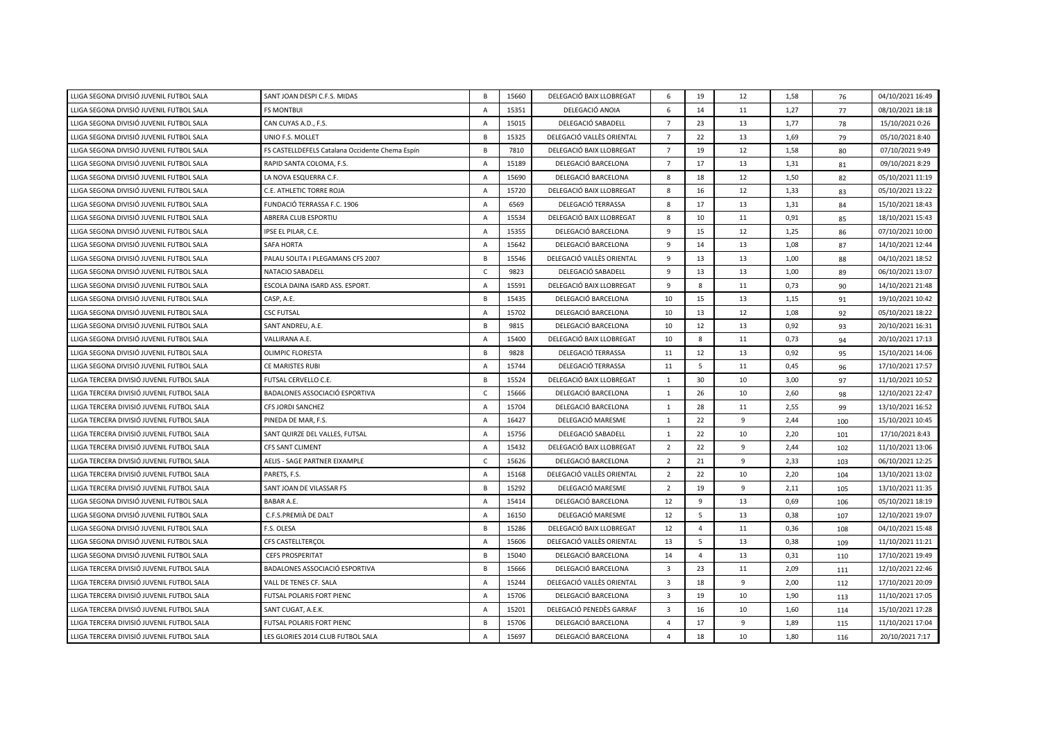| | | | | | | | | | | |
|---|---|---|---|---|---|---|---|---|---|---|
| LLIGA SEGONA DIVISIÓ JUVENIL FUTBOL SALA | SANT JOAN DESPI C.F.S. MIDAS | B | 15660 | DELEGACIÓ BAIX LLOBREGAT | 6 | 19 | 12 | 1,58 | 76 | 04/10/2021 16:49 |
| LLIGA SEGONA DIVISIÓ JUVENIL FUTBOL SALA | FS MONTBUI | A | 15351 | DELEGACIÓ ANOIA | 6 | 14 | 11 | 1,27 | 77 | 08/10/2021 18:18 |
| LLIGA SEGONA DIVISIÓ JUVENIL FUTBOL SALA | CAN CUYAS A.D., F.S. | A | 15015 | DELEGACIÓ SABADELL | 7 | 23 | 13 | 1,77 | 78 | 15/10/2021 0:26 |
| LLIGA SEGONA DIVISIÓ JUVENIL FUTBOL SALA | UNIO F.S. MOLLET | B | 15325 | DELEGACIÓ VALLÈS ORIENTAL | 7 | 22 | 13 | 1,69 | 79 | 05/10/2021 8:40 |
| LLIGA SEGONA DIVISIÓ JUVENIL FUTBOL SALA | FS CASTELLDEFELS Catalana Occidente Chema Espín | B | 7810 | DELEGACIÓ BAIX LLOBREGAT | 7 | 19 | 12 | 1,58 | 80 | 07/10/2021 9:49 |
| LLIGA SEGONA DIVISIÓ JUVENIL FUTBOL SALA | RAPID SANTA COLOMA, F.S. | A | 15189 | DELEGACIÓ BARCELONA | 7 | 17 | 13 | 1,31 | 81 | 09/10/2021 8:29 |
| LLIGA SEGONA DIVISIÓ JUVENIL FUTBOL SALA | LA NOVA ESQUERRA C.F. | A | 15690 | DELEGACIÓ BARCELONA | 8 | 18 | 12 | 1,50 | 82 | 05/10/2021 11:19 |
| LLIGA SEGONA DIVISIÓ JUVENIL FUTBOL SALA | C.E. ATHLETIC TORRE ROJA | A | 15720 | DELEGACIÓ BAIX LLOBREGAT | 8 | 16 | 12 | 1,33 | 83 | 05/10/2021 13:22 |
| LLIGA SEGONA DIVISIÓ JUVENIL FUTBOL SALA | FUNDACIÓ TERRASSA F.C. 1906 | A | 6569 | DELEGACIÓ TERRASSA | 8 | 17 | 13 | 1,31 | 84 | 15/10/2021 18:43 |
| LLIGA SEGONA DIVISIÓ JUVENIL FUTBOL SALA | ABRERA CLUB ESPORTIU | A | 15534 | DELEGACIÓ BAIX LLOBREGAT | 8 | 10 | 11 | 0,91 | 85 | 18/10/2021 15:43 |
| LLIGA SEGONA DIVISIÓ JUVENIL FUTBOL SALA | IPSE EL PILAR, C.E. | A | 15355 | DELEGACIÓ BARCELONA | 9 | 15 | 12 | 1,25 | 86 | 07/10/2021 10:00 |
| LLIGA SEGONA DIVISIÓ JUVENIL FUTBOL SALA | SAFA HORTA | A | 15642 | DELEGACIÓ BARCELONA | 9 | 14 | 13 | 1,08 | 87 | 14/10/2021 12:44 |
| LLIGA SEGONA DIVISIÓ JUVENIL FUTBOL SALA | PALAU SOLITA I PLEGAMANS CFS 2007 | B | 15546 | DELEGACIÓ VALLÈS ORIENTAL | 9 | 13 | 13 | 1,00 | 88 | 04/10/2021 18:52 |
| LLIGA SEGONA DIVISIÓ JUVENIL FUTBOL SALA | NATACIO SABADELL | C | 9823 | DELEGACIÓ SABADELL | 9 | 13 | 13 | 1,00 | 89 | 06/10/2021 13:07 |
| LLIGA SEGONA DIVISIÓ JUVENIL FUTBOL SALA | ESCOLA DAINA ISARD ASS. ESPORT. | A | 15591 | DELEGACIÓ BAIX LLOBREGAT | 9 | 8 | 11 | 0,73 | 90 | 14/10/2021 21:48 |
| LLIGA SEGONA DIVISIÓ JUVENIL FUTBOL SALA | CASP, A.E. | B | 15435 | DELEGACIÓ BARCELONA | 10 | 15 | 13 | 1,15 | 91 | 19/10/2021 10:42 |
| LLIGA SEGONA DIVISIÓ JUVENIL FUTBOL SALA | CSC FUTSAL | A | 15702 | DELEGACIÓ BARCELONA | 10 | 13 | 12 | 1,08 | 92 | 05/10/2021 18:22 |
| LLIGA SEGONA DIVISIÓ JUVENIL FUTBOL SALA | SANT ANDREU, A.E. | B | 9815 | DELEGACIÓ BARCELONA | 10 | 12 | 13 | 0,92 | 93 | 20/10/2021 16:31 |
| LLIGA SEGONA DIVISIÓ JUVENIL FUTBOL SALA | VALLIRANA A.E. | A | 15400 | DELEGACIÓ BAIX LLOBREGAT | 10 | 8 | 11 | 0,73 | 94 | 20/10/2021 17:13 |
| LLIGA SEGONA DIVISIÓ JUVENIL FUTBOL SALA | OLIMPIC FLORESTA | B | 9828 | DELEGACIÓ TERRASSA | 11 | 12 | 13 | 0,92 | 95 | 15/10/2021 14:06 |
| LLIGA SEGONA DIVISIÓ JUVENIL FUTBOL SALA | CE MARISTES RUBI | A | 15744 | DELEGACIÓ TERRASSA | 11 | 5 | 11 | 0,45 | 96 | 17/10/2021 17:57 |
| LLIGA TERCERA DIVISIÓ JUVENIL FUTBOL SALA | FUTSAL CERVELLO C.E. | B | 15524 | DELEGACIÓ BAIX LLOBREGAT | 1 | 30 | 10 | 3,00 | 97 | 11/10/2021 10:52 |
| LLIGA TERCERA DIVISIÓ JUVENIL FUTBOL SALA | BADALONES ASSOCIACIÓ ESPORTIVA | C | 15666 | DELEGACIÓ BARCELONA | 1 | 26 | 10 | 2,60 | 98 | 12/10/2021 22:47 |
| LLIGA TERCERA DIVISIÓ JUVENIL FUTBOL SALA | CFS JORDI SANCHEZ | A | 15704 | DELEGACIÓ BARCELONA | 1 | 28 | 11 | 2,55 | 99 | 13/10/2021 16:52 |
| LLIGA TERCERA DIVISIÓ JUVENIL FUTBOL SALA | PINEDA DE MAR, F.S. | A | 16427 | DELEGACIÓ MARESME | 1 | 22 | 9 | 2,44 | 100 | 15/10/2021 10:45 |
| LLIGA TERCERA DIVISIÓ JUVENIL FUTBOL SALA | SANT QUIRZE DEL VALLES, FUTSAL | A | 15756 | DELEGACIÓ SABADELL | 1 | 22 | 10 | 2,20 | 101 | 17/10/2021 8:43 |
| LLIGA TERCERA DIVISIÓ JUVENIL FUTBOL SALA | CFS SANT CLIMENT | A | 15432 | DELEGACIÓ BAIX LLOBREGAT | 2 | 22 | 9 | 2,44 | 102 | 11/10/2021 13:06 |
| LLIGA TERCERA DIVISIÓ JUVENIL FUTBOL SALA | AELIS - SAGE PARTNER EIXAMPLE | C | 15626 | DELEGACIÓ BARCELONA | 2 | 21 | 9 | 2,33 | 103 | 06/10/2021 12:25 |
| LLIGA TERCERA DIVISIÓ JUVENIL FUTBOL SALA | PARETS, F.S. | A | 15168 | DELEGACIÓ VALLÈS ORIENTAL | 2 | 22 | 10 | 2,20 | 104 | 13/10/2021 13:02 |
| LLIGA TERCERA DIVISIÓ JUVENIL FUTBOL SALA | SANT JOAN DE VILASSAR FS | B | 15292 | DELEGACIÓ MARESME | 2 | 19 | 9 | 2,11 | 105 | 13/10/2021 11:35 |
| LLIGA SEGONA DIVISIÓ JUVENIL FUTBOL SALA | BABAR A.E. | A | 15414 | DELEGACIÓ BARCELONA | 12 | 9 | 13 | 0,69 | 106 | 05/10/2021 18:19 |
| LLIGA SEGONA DIVISIÓ JUVENIL FUTBOL SALA | C.F.S.PREMIÀ DE DALT | A | 16150 | DELEGACIÓ MARESME | 12 | 5 | 13 | 0,38 | 107 | 12/10/2021 19:07 |
| LLIGA SEGONA DIVISIÓ JUVENIL FUTBOL SALA | F.S. OLESA | B | 15286 | DELEGACIÓ BAIX LLOBREGAT | 12 | 4 | 11 | 0,36 | 108 | 04/10/2021 15:48 |
| LLIGA SEGONA DIVISIÓ JUVENIL FUTBOL SALA | CFS CASTELLTERÇOL | A | 15606 | DELEGACIÓ VALLÈS ORIENTAL | 13 | 5 | 13 | 0,38 | 109 | 11/10/2021 11:21 |
| LLIGA SEGONA DIVISIÓ JUVENIL FUTBOL SALA | CEFS PROSPERITAT | B | 15040 | DELEGACIÓ BARCELONA | 14 | 4 | 13 | 0,31 | 110 | 17/10/2021 19:49 |
| LLIGA TERCERA DIVISIÓ JUVENIL FUTBOL SALA | BADALONES ASSOCIACIÓ ESPORTIVA | B | 15666 | DELEGACIÓ BARCELONA | 3 | 23 | 11 | 2,09 | 111 | 12/10/2021 22:46 |
| LLIGA TERCERA DIVISIÓ JUVENIL FUTBOL SALA | VALL DE TENES CF. SALA | A | 15244 | DELEGACIÓ VALLÈS ORIENTAL | 3 | 18 | 9 | 2,00 | 112 | 17/10/2021 20:09 |
| LLIGA TERCERA DIVISIÓ JUVENIL FUTBOL SALA | FUTSAL POLARIS FORT PIENC | A | 15706 | DELEGACIÓ BARCELONA | 3 | 19 | 10 | 1,90 | 113 | 11/10/2021 17:05 |
| LLIGA TERCERA DIVISIÓ JUVENIL FUTBOL SALA | SANT CUGAT, A.E.K. | A | 15201 | DELEGACIÓ PENEDÈS GARRAF | 3 | 16 | 10 | 1,60 | 114 | 15/10/2021 17:28 |
| LLIGA TERCERA DIVISIÓ JUVENIL FUTBOL SALA | FUTSAL POLARIS FORT PIENC | B | 15706 | DELEGACIÓ BARCELONA | 4 | 17 | 9 | 1,89 | 115 | 11/10/2021 17:04 |
| LLIGA TERCERA DIVISIÓ JUVENIL FUTBOL SALA | LES GLORIES 2014 CLUB FUTBOL SALA | A | 15697 | DELEGACIÓ BARCELONA | 4 | 18 | 10 | 1,80 | 116 | 20/10/2021 7:17 |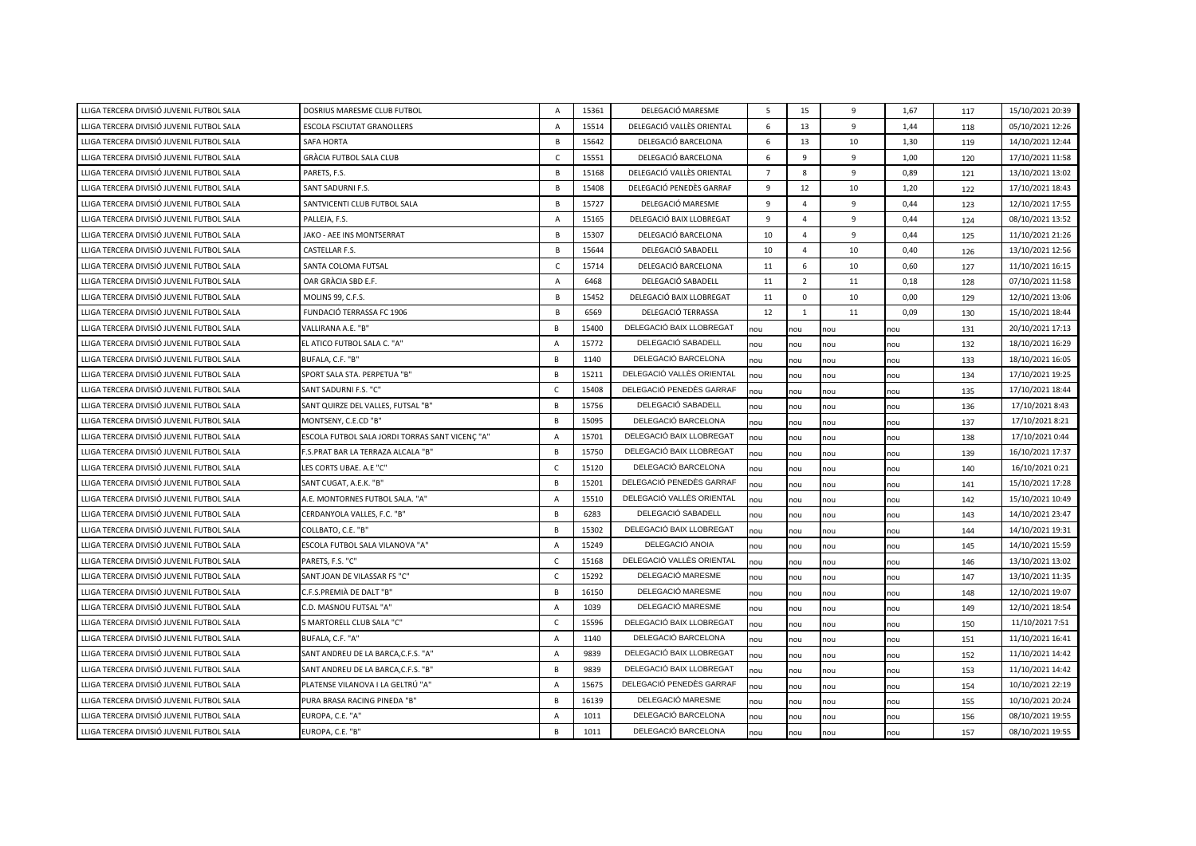| | | | | | | | | | | |
|---|---|---|---|---|---|---|---|---|---|---|
| LLIGA TERCERA DIVISIÓ JUVENIL FUTBOL SALA | DOSRIUS MARESME CLUB FUTBOL | A | 15361 | DELEGACIÓ MARESME | 5 | 15 | 9 | 1,67 | 117 | 15/10/2021 20:39 |
| LLIGA TERCERA DIVISIÓ JUVENIL FUTBOL SALA | ESCOLA FSCIUTAT GRANOLLERS | A | 15514 | DELEGACIÓ VALLÈS ORIENTAL | 6 | 13 | 9 | 1,44 | 118 | 05/10/2021 12:26 |
| LLIGA TERCERA DIVISIÓ JUVENIL FUTBOL SALA | SAFA HORTA | B | 15642 | DELEGACIÓ BARCELONA | 6 | 13 | 10 | 1,30 | 119 | 14/10/2021 12:44 |
| LLIGA TERCERA DIVISIÓ JUVENIL FUTBOL SALA | GRÀCIA FUTBOL SALA CLUB | C | 15551 | DELEGACIÓ BARCELONA | 6 | 9 | 9 | 1,00 | 120 | 17/10/2021 11:58 |
| LLIGA TERCERA DIVISIÓ JUVENIL FUTBOL SALA | PARETS, F.S. | B | 15168 | DELEGACIÓ VALLÈS ORIENTAL | 7 | 8 | 9 | 0,89 | 121 | 13/10/2021 13:02 |
| LLIGA TERCERA DIVISIÓ JUVENIL FUTBOL SALA | SANT SADURNI F.S. | B | 15408 | DELEGACIÓ PENEDÈS GARRAF | 9 | 12 | 10 | 1,20 | 122 | 17/10/2021 18:43 |
| LLIGA TERCERA DIVISIÓ JUVENIL FUTBOL SALA | SANTVICENTI CLUB FUTBOL SALA | B | 15727 | DELEGACIÓ MARESME | 9 | 4 | 9 | 0,44 | 123 | 12/10/2021 17:55 |
| LLIGA TERCERA DIVISIÓ JUVENIL FUTBOL SALA | PALLEJA, F.S. | A | 15165 | DELEGACIÓ BAIX LLOBREGAT | 9 | 4 | 9 | 0,44 | 124 | 08/10/2021 13:52 |
| LLIGA TERCERA DIVISIÓ JUVENIL FUTBOL SALA | JAKO - AEE INS MONTSERRAT | B | 15307 | DELEGACIÓ BARCELONA | 10 | 4 | 9 | 0,44 | 125 | 11/10/2021 21:26 |
| LLIGA TERCERA DIVISIÓ JUVENIL FUTBOL SALA | CASTELLAR F.S. | B | 15644 | DELEGACIÓ SABADELL | 10 | 4 | 10 | 0,40 | 126 | 13/10/2021 12:56 |
| LLIGA TERCERA DIVISIÓ JUVENIL FUTBOL SALA | SANTA COLOMA FUTSAL | C | 15714 | DELEGACIÓ BARCELONA | 11 | 6 | 10 | 0,60 | 127 | 11/10/2021 16:15 |
| LLIGA TERCERA DIVISIÓ JUVENIL FUTBOL SALA | OAR GRÀCIA SBD E.F. | A | 6468 | DELEGACIÓ SABADELL | 11 | 2 | 11 | 0,18 | 128 | 07/10/2021 11:58 |
| LLIGA TERCERA DIVISIÓ JUVENIL FUTBOL SALA | MOLINS 99, C.F.S. | B | 15452 | DELEGACIÓ BAIX LLOBREGAT | 11 | 0 | 10 | 0,00 | 129 | 12/10/2021 13:06 |
| LLIGA TERCERA DIVISIÓ JUVENIL FUTBOL SALA | FUNDACIÓ TERRASSA FC 1906 | B | 6569 | DELEGACIÓ TERRASSA | 12 | 1 | 11 | 0,09 | 130 | 15/10/2021 18:44 |
| LLIGA TERCERA DIVISIÓ JUVENIL FUTBOL SALA | VALLIRANA A.E. "B" | B | 15400 | DELEGACIÓ BAIX LLOBREGAT | nou | nou | nou | nou | 131 | 20/10/2021 17:13 |
| LLIGA TERCERA DIVISIÓ JUVENIL FUTBOL SALA | EL ATICO FUTBOL SALA C. "A" | A | 15772 | DELEGACIÓ SABADELL | nou | nou | nou | nou | 132 | 18/10/2021 16:29 |
| LLIGA TERCERA DIVISIÓ JUVENIL FUTBOL SALA | BUFALA, C.F. "B" | B | 1140 | DELEGACIÓ BARCELONA | nou | nou | nou | nou | 133 | 18/10/2021 16:05 |
| LLIGA TERCERA DIVISIÓ JUVENIL FUTBOL SALA | SPORT SALA STA. PERPETUA "B" | B | 15211 | DELEGACIÓ VALLÈS ORIENTAL | nou | nou | nou | nou | 134 | 17/10/2021 19:25 |
| LLIGA TERCERA DIVISIÓ JUVENIL FUTBOL SALA | SANT SADURNI F.S. "C" | C | 15408 | DELEGACIÓ PENEDÈS GARRAF | nou | nou | nou | nou | 135 | 17/10/2021 18:44 |
| LLIGA TERCERA DIVISIÓ JUVENIL FUTBOL SALA | SANT QUIRZE DEL VALLES, FUTSAL "B" | B | 15756 | DELEGACIÓ SABADELL | nou | nou | nou | nou | 136 | 17/10/2021 8:43 |
| LLIGA TERCERA DIVISIÓ JUVENIL FUTBOL SALA | MONTSENY, C.E.CD "B" | B | 15095 | DELEGACIÓ BARCELONA | nou | nou | nou | nou | 137 | 17/10/2021 8:21 |
| LLIGA TERCERA DIVISIÓ JUVENIL FUTBOL SALA | ESCOLA FUTBOL SALA JORDI TORRAS SANT VICENÇ "A" | A | 15701 | DELEGACIÓ BAIX LLOBREGAT | nou | nou | nou | nou | 138 | 17/10/2021 0:44 |
| LLIGA TERCERA DIVISIÓ JUVENIL FUTBOL SALA | F.S.PRAT BAR LA TERRAZA ALCALA "B" | B | 15750 | DELEGACIÓ BAIX LLOBREGAT | nou | nou | nou | nou | 139 | 16/10/2021 17:37 |
| LLIGA TERCERA DIVISIÓ JUVENIL FUTBOL SALA | LES CORTS UBAE. A.E "C" | C | 15120 | DELEGACIÓ BARCELONA | nou | nou | nou | nou | 140 | 16/10/2021 0:21 |
| LLIGA TERCERA DIVISIÓ JUVENIL FUTBOL SALA | SANT CUGAT, A.E.K. "B" | B | 15201 | DELEGACIÓ PENEDÈS GARRAF | nou | nou | nou | nou | 141 | 15/10/2021 17:28 |
| LLIGA TERCERA DIVISIÓ JUVENIL FUTBOL SALA | A.E. MONTORNES FUTBOL SALA. "A" | A | 15510 | DELEGACIÓ VALLÈS ORIENTAL | nou | nou | nou | nou | 142 | 15/10/2021 10:49 |
| LLIGA TERCERA DIVISIÓ JUVENIL FUTBOL SALA | CERDANYOLA VALLES, F.C. "B" | B | 6283 | DELEGACIÓ SABADELL | nou | nou | nou | nou | 143 | 14/10/2021 23:47 |
| LLIGA TERCERA DIVISIÓ JUVENIL FUTBOL SALA | COLLBATO, C.E. "B" | B | 15302 | DELEGACIÓ BAIX LLOBREGAT | nou | nou | nou | nou | 144 | 14/10/2021 19:31 |
| LLIGA TERCERA DIVISIÓ JUVENIL FUTBOL SALA | ESCOLA FUTBOL SALA VILANOVA "A" | A | 15249 | DELEGACIÓ ANOIA | nou | nou | nou | nou | 145 | 14/10/2021 15:59 |
| LLIGA TERCERA DIVISIÓ JUVENIL FUTBOL SALA | PARETS, F.S. "C" | C | 15168 | DELEGACIÓ VALLÈS ORIENTAL | nou | nou | nou | nou | 146 | 13/10/2021 13:02 |
| LLIGA TERCERA DIVISIÓ JUVENIL FUTBOL SALA | SANT JOAN DE VILASSAR FS "C" | C | 15292 | DELEGACIÓ MARESME | nou | nou | nou | nou | 147 | 13/10/2021 11:35 |
| LLIGA TERCERA DIVISIÓ JUVENIL FUTBOL SALA | C.F.S.PREMIÀ DE DALT "B" | B | 16150 | DELEGACIÓ MARESME | nou | nou | nou | nou | 148 | 12/10/2021 19:07 |
| LLIGA TERCERA DIVISIÓ JUVENIL FUTBOL SALA | C.D. MASNOU FUTSAL "A" | A | 1039 | DELEGACIÓ MARESME | nou | nou | nou | nou | 149 | 12/10/2021 18:54 |
| LLIGA TERCERA DIVISIÓ JUVENIL FUTBOL SALA | 5 MARTORELL CLUB SALA "C" | C | 15596 | DELEGACIÓ BAIX LLOBREGAT | nou | nou | nou | nou | 150 | 11/10/2021 7:51 |
| LLIGA TERCERA DIVISIÓ JUVENIL FUTBOL SALA | BUFALA, C.F. "A" | A | 1140 | DELEGACIÓ BARCELONA | nou | nou | nou | nou | 151 | 11/10/2021 16:41 |
| LLIGA TERCERA DIVISIÓ JUVENIL FUTBOL SALA | SANT ANDREU DE LA BARCA,C.F.S. "A" | A | 9839 | DELEGACIÓ BAIX LLOBREGAT | nou | nou | nou | nou | 152 | 11/10/2021 14:42 |
| LLIGA TERCERA DIVISIÓ JUVENIL FUTBOL SALA | SANT ANDREU DE LA BARCA,C.F.S. "B" | B | 9839 | DELEGACIÓ BAIX LLOBREGAT | nou | nou | nou | nou | 153 | 11/10/2021 14:42 |
| LLIGA TERCERA DIVISIÓ JUVENIL FUTBOL SALA | PLATENSE VILANOVA I LA GELTRÚ "A" | A | 15675 | DELEGACIÓ PENEDÈS GARRAF | nou | nou | nou | nou | 154 | 10/10/2021 22:19 |
| LLIGA TERCERA DIVISIÓ JUVENIL FUTBOL SALA | PURA BRASA RACING PINEDA "B" | B | 16139 | DELEGACIÓ MARESME | nou | nou | nou | nou | 155 | 10/10/2021 20:24 |
| LLIGA TERCERA DIVISIÓ JUVENIL FUTBOL SALA | EUROPA, C.E. "A" | A | 1011 | DELEGACIÓ BARCELONA | nou | nou | nou | nou | 156 | 08/10/2021 19:55 |
| LLIGA TERCERA DIVISIÓ JUVENIL FUTBOL SALA | EUROPA, C.E. "B" | B | 1011 | DELEGACIÓ BARCELONA | nou | nou | nou | nou | 157 | 08/10/2021 19:55 |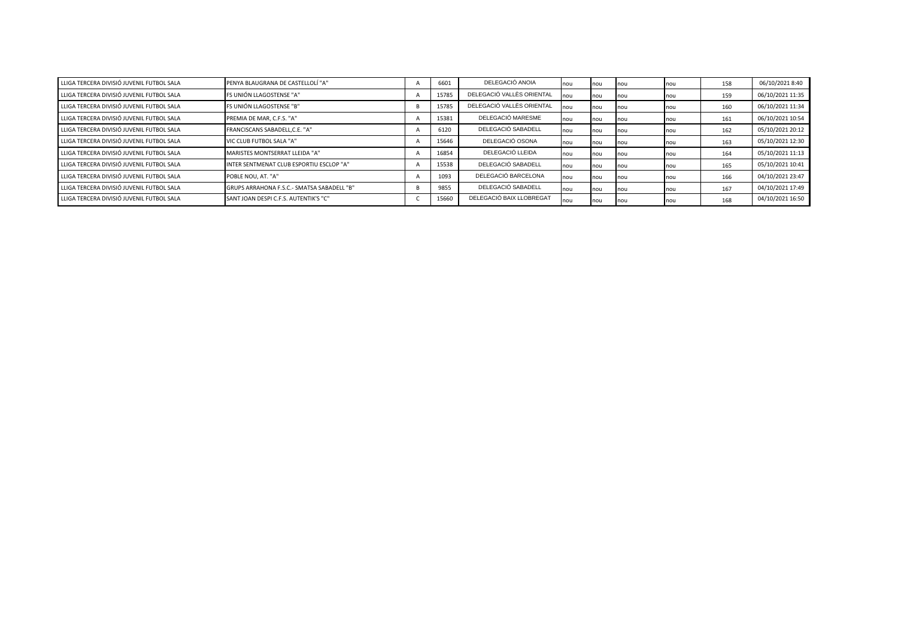| | | | | | | | | | | |
|---|---|---|---|---|---|---|---|---|---|---|
| LLIGA TERCERA DIVISIÓ JUVENIL FUTBOL SALA | PENYA BLAUGRANA DE CASTELLOLÍ "A" | A | 6601 | DELEGACIÓ ANOIA | nou | nou | nou | nou | 158 | 06/10/2021 8:40 |
| LLIGA TERCERA DIVISIÓ JUVENIL FUTBOL SALA | FS UNIÓN LLAGOSTENSE "A" | A | 15785 | DELEGACIÓ VALLÈS ORIENTAL | nou | nou | nou | nou | 159 | 06/10/2021 11:35 |
| LLIGA TERCERA DIVISIÓ JUVENIL FUTBOL SALA | FS UNIÓN LLAGOSTENSE "B" | B | 15785 | DELEGACIÓ VALLÈS ORIENTAL | nou | nou | nou | nou | 160 | 06/10/2021 11:34 |
| LLIGA TERCERA DIVISIÓ JUVENIL FUTBOL SALA | PREMIA DE MAR, C.F.S. "A" | A | 15381 | DELEGACIÓ MARESME | nou | nou | nou | nou | 161 | 06/10/2021 10:54 |
| LLIGA TERCERA DIVISIÓ JUVENIL FUTBOL SALA | FRANCISCANS SABADELL,C.E. "A" | A | 6120 | DELEGACIÓ SABADELL | nou | nou | nou | nou | 162 | 05/10/2021 20:12 |
| LLIGA TERCERA DIVISIÓ JUVENIL FUTBOL SALA | VIC CLUB FUTBOL SALA "A" | A | 15646 | DELEGACIÓ OSONA | nou | nou | nou | nou | 163 | 05/10/2021 12:30 |
| LLIGA TERCERA DIVISIÓ JUVENIL FUTBOL SALA | MARISTES MONTSERRAT LLEIDA "A" | A | 16854 | DELEGACIÓ LLEIDA | nou | nou | nou | nou | 164 | 05/10/2021 11:13 |
| LLIGA TERCERA DIVISIÓ JUVENIL FUTBOL SALA | INTER SENTMENAT CLUB ESPORTIU ESCLOP "A" | A | 15538 | DELEGACIÓ SABADELL | nou | nou | nou | nou | 165 | 05/10/2021 10:41 |
| LLIGA TERCERA DIVISIÓ JUVENIL FUTBOL SALA | POBLE NOU, AT. "A" | A | 1093 | DELEGACIÓ BARCELONA | nou | nou | nou | nou | 166 | 04/10/2021 23:47 |
| LLIGA TERCERA DIVISIÓ JUVENIL FUTBOL SALA | GRUPS ARRAHONA F.S.C.- SMATSA SABADELL "B" | B | 9855 | DELEGACIÓ SABADELL | nou | nou | nou | nou | 167 | 04/10/2021 17:49 |
| LLIGA TERCERA DIVISIÓ JUVENIL FUTBOL SALA | SANT JOAN DESPI C.F.S. AUTENTIK'S "C" | C | 15660 | DELEGACIÓ BAIX LLOBREGAT | nou | nou | nou | nou | 168 | 04/10/2021 16:50 |